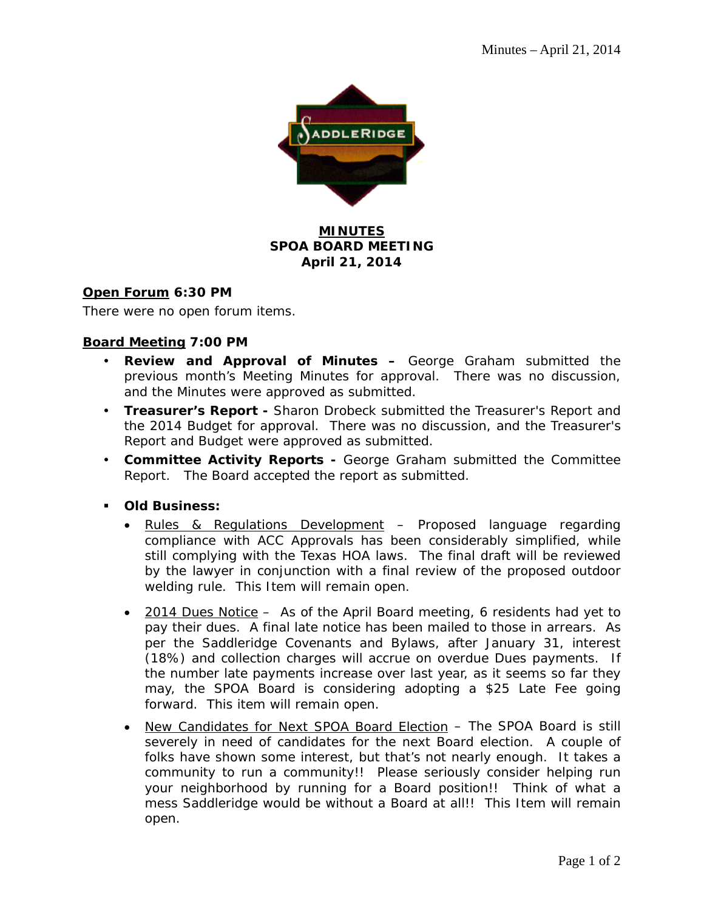# MINUTES
## SPOA BOARD MEETING
## April 21, 2014

**Open Forum 6:30 PM**

There were no open forum items.

**Board Meeting 7:00 PM**

- **Review and Approval of Minutes –** George Graham submitted the previous month's Meeting Minutes for approval. There was no discussion, and the Minutes were approved as submitted.
- **Treasurer's Report -** Sharon Drobeck submitted the Treasurer's Report and the 2014 Budget for approval. There was no discussion, and the Treasurer's Report and Budget were approved as submitted.
- **Committee Activity Reports -** George Graham submitted the Committee Report. The Board accepted the report as submitted.

- **Old Business:**
  - Rules & Regulations Development – Proposed language regarding compliance with ACC Approvals has been considerably simplified, while still complying with the Texas HOA laws. The final draft will be reviewed by the lawyer in conjunction with a final review of the proposed outdoor welding rule. This Item will remain open.
  - 2014 Dues Notice – As of the April Board meeting, 6 residents had yet to pay their dues. A final late notice has been mailed to those in arrears. As per the Saddleridge Covenants and Bylaws, after January 31, interest (18%) and collection charges will accrue on overdue Dues payments. If the number late payments increase over last year, as it seems so far they may, the SPOA Board is considering adopting a $25 Late Fee going forward. This item will remain open.
  - New Candidates for Next SPOA Board Election – The SPOA Board is still severely in need of candidates for the next Board election. A couple of folks have shown some interest, but that's not nearly enough. It takes a community to run a community!! Please seriously consider helping run your neighborhood by running for a Board position!! Think of what a mess Saddleridge would be without a Board at all!! This Item will remain open.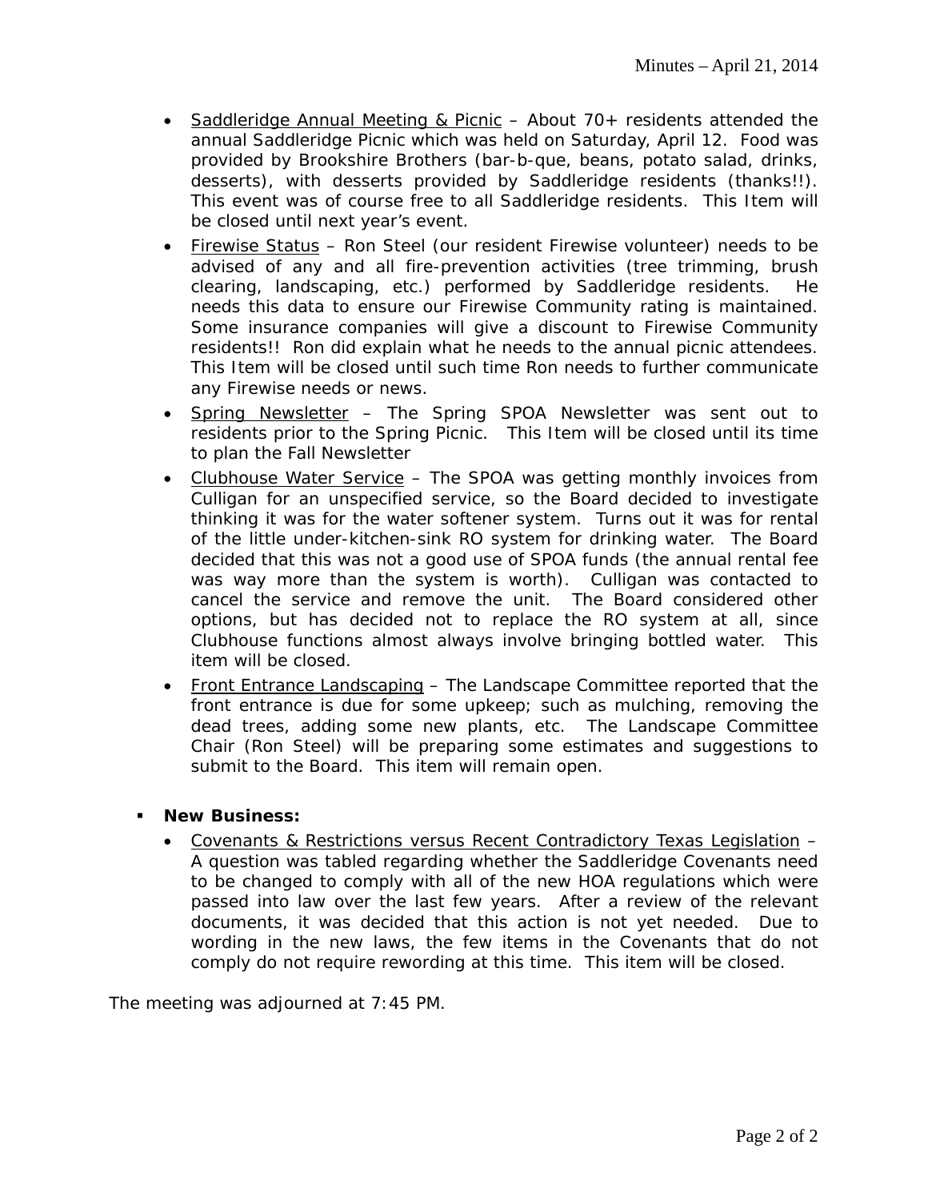- <u>Saddleridge Annual Meeting & Picnic</u> – About 70+ residents attended the annual Saddleridge Picnic which was held on Saturday, April 12. Food was provided by Brookshire Brothers (bar-b-que, beans, potato salad, drinks, desserts), with desserts provided by Saddleridge residents (thanks!!). This event was of course free to all Saddleridge residents. This Item will be closed until next year's event.
- <u>Firewise Status</u> – Ron Steel (our resident Firewise volunteer) needs to be advised of any and all fire-prevention activities (tree trimming, brush clearing, landscaping, etc.) performed by Saddleridge residents. He needs this data to ensure our Firewise Community rating is maintained. Some insurance companies will give a discount to Firewise Community residents!! Ron did explain what he needs to the annual picnic attendees. This Item will be closed until such time Ron needs to further communicate any Firewise needs or news.
- <u>Spring Newsletter</u> – The Spring SPOA Newsletter was sent out to residents prior to the Spring Picnic. This Item will be closed until its time to plan the Fall Newsletter
- <u>Clubhouse Water Service</u> – The SPOA was getting monthly invoices from Culligan for an unspecified service, so the Board decided to investigate thinking it was for the water softener system. Turns out it was for rental of the little under-kitchen-sink RO system for drinking water. The Board decided that this was not a good use of SPOA funds (the annual rental fee was way more than the system is worth). Culligan was contacted to cancel the service and remove the unit. The Board considered other options, but has decided not to replace the RO system at all, since Clubhouse functions almost always involve bringing bottled water. This item will be closed.
- <u>Front Entrance Landscaping</u> – The Landscape Committee reported that the front entrance is due for some upkeep; such as mulching, removing the dead trees, adding some new plants, etc. The Landscape Committee Chair (Ron Steel) will be preparing some estimates and suggestions to submit to the Board. This item will remain open.

- **New Business:**
  - <u>Covenants & Restrictions versus Recent Contradictory Texas Legislation</u> – A question was tabled regarding whether the Saddleridge Covenants need to be changed to comply with all of the new HOA regulations which were passed into law over the last few years. After a review of the relevant documents, it was decided that this action is not yet needed. Due to wording in the new laws, the few items in the Covenants that do not comply do not require rewording at this time. This item will be closed.

The meeting was adjourned at 7:45 PM.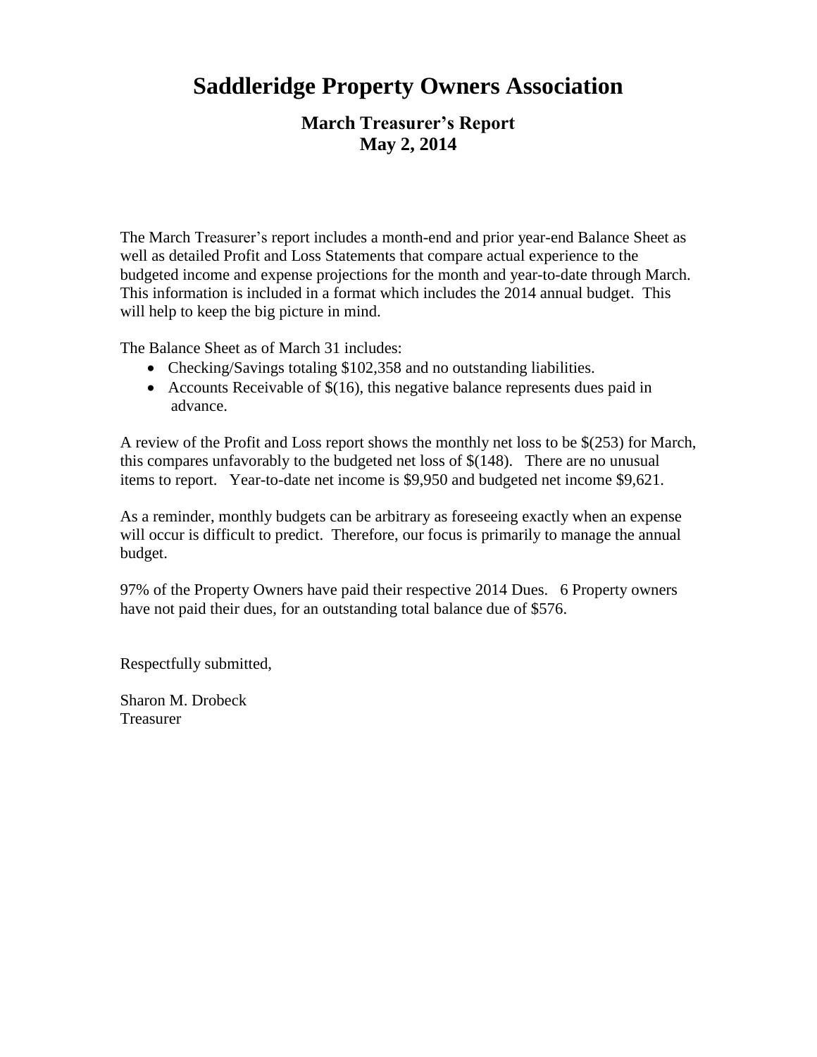# Saddleridge Property Owners Association

## March Treasurer's Report
## May 2, 2014

The March Treasurer's report includes a month-end and prior year-end Balance Sheet as well as detailed Profit and Loss Statements that compare actual experience to the budgeted income and expense projections for the month and year-to-date through March. This information is included in a format which includes the 2014 annual budget. This will help to keep the big picture in mind.

The Balance Sheet as of March 31 includes:

- Checking/Savings totaling $102,358 and no outstanding liabilities.
- Accounts Receivable of $(16), this negative balance represents dues paid in advance.

A review of the Profit and Loss report shows the monthly net loss to be $(253) for March, this compares unfavorably to the budgeted net loss of $(148). There are no unusual items to report. Year-to-date net income is $9,950 and budgeted net income $9,621.

As a reminder, monthly budgets can be arbitrary as foreseeing exactly when an expense will occur is difficult to predict. Therefore, our focus is primarily to manage the annual budget.

97% of the Property Owners have paid their respective 2014 Dues. 6 Property owners have not paid their dues, for an outstanding total balance due of $576.

Respectfully submitted,

Sharon M. Drobeck
Treasurer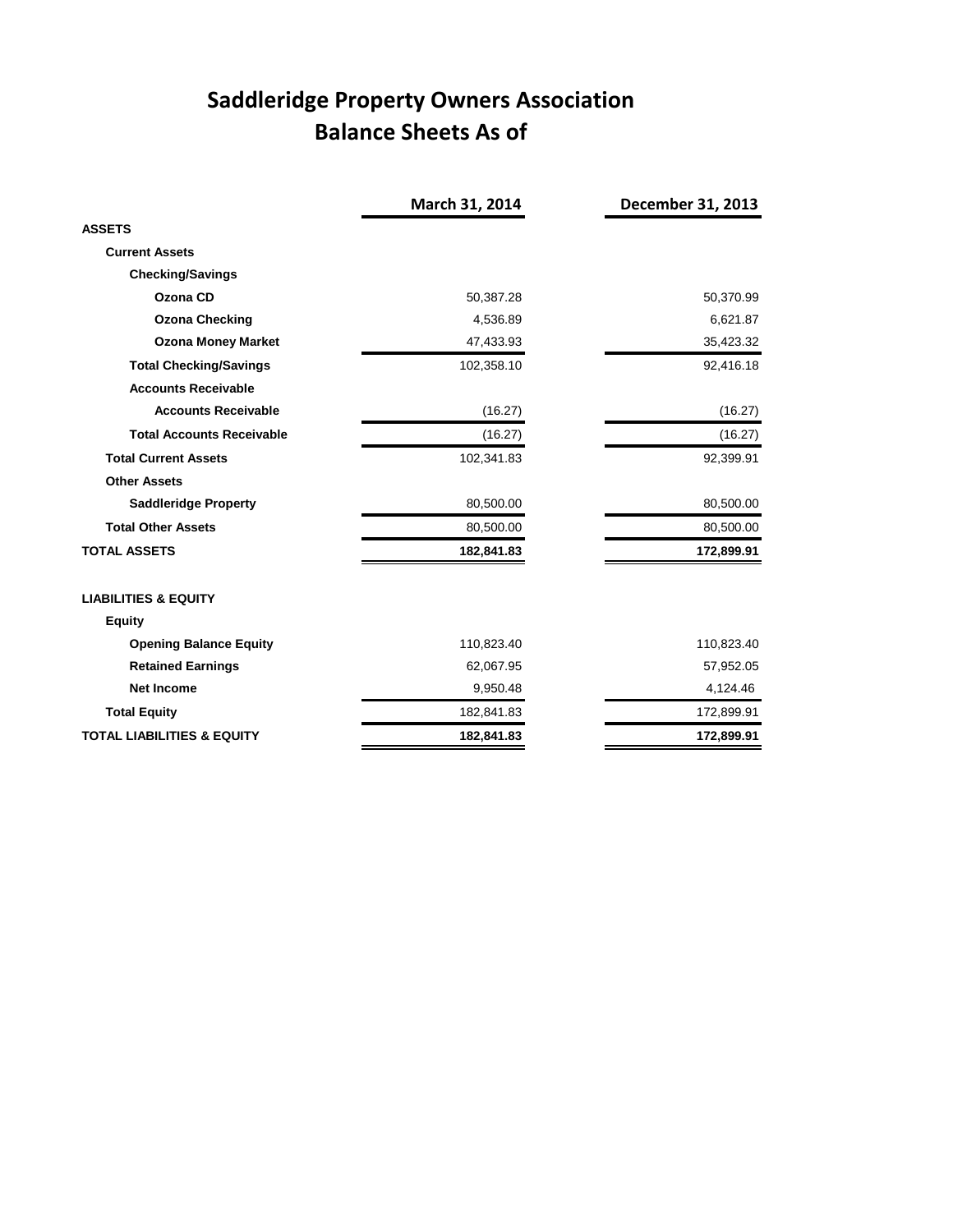# Saddleridge Property Owners Association
## Balance Sheets As of

| | March 31, 2014 | December 31, 2013 |
|---|---|---|
| **ASSETS** | | |
| **Current Assets** | | |
| **Checking/Savings** | | |
| **Ozona CD** | 50,387.28 | 50,370.99 |
| **Ozona Checking** | 4,536.89 | 6,621.87 |
| **Ozona Money Market** | 47,433.93 | 35,423.32 |
| **Total Checking/Savings** | 102,358.10 | 92,416.18 |
| **Accounts Receivable** | | |
| **Accounts Receivable** | (16.27) | (16.27) |
| **Total Accounts Receivable** | (16.27) | (16.27) |
| **Total Current Assets** | 102,341.83 | 92,399.91 |
| **Other Assets** | | |
| **Saddleridge Property** | 80,500.00 | 80,500.00 |
| **Total Other Assets** | 80,500.00 | 80,500.00 |
| **TOTAL ASSETS** | **182,841.83** | **172,899.91** |
| | | |
| **LIABILITIES & EQUITY** | | |
| **Equity** | | |
| **Opening Balance Equity** | 110,823.40 | 110,823.40 |
| **Retained Earnings** | 62,067.95 | 57,952.05 |
| **Net Income** | 9,950.48 | 4,124.46 |
| **Total Equity** | 182,841.83 | 172,899.91 |
| **TOTAL LIABILITIES & EQUITY** | **182,841.83** | **172,899.91** |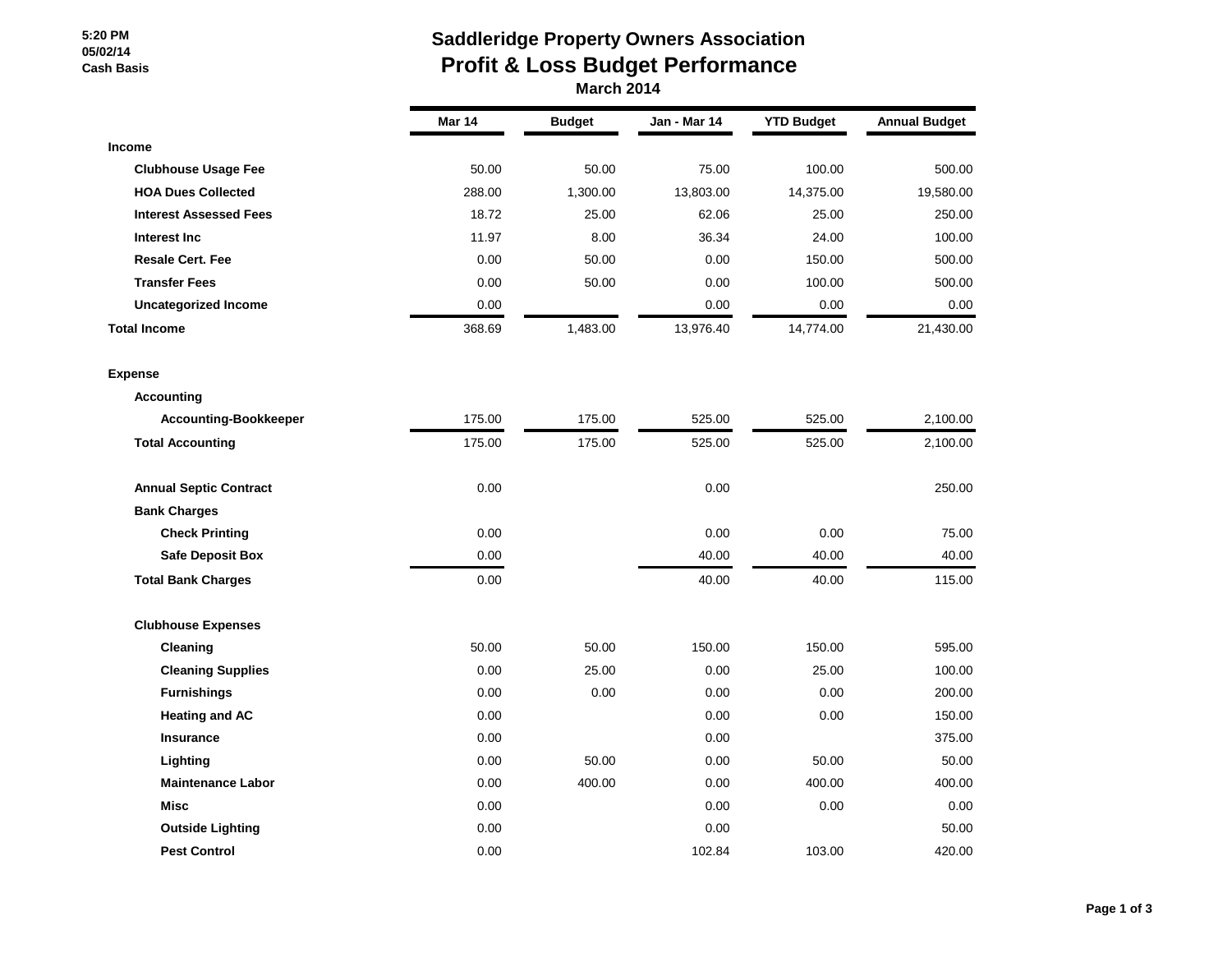5:20 PM
05/02/14
Cash Basis

# Saddleridge Property Owners Association
## Profit & Loss Budget Performance
### March 2014

| | Mar 14 | Budget | Jan - Mar 14 | YTD Budget | Annual Budget |
|---|---|---|---|---|---|
| **Income** | | | | | |
| **Clubhouse Usage Fee** | 50.00 | 50.00 | 75.00 | 100.00 | 500.00 |
| **HOA Dues Collected** | 288.00 | 1,300.00 | 13,803.00 | 14,375.00 | 19,580.00 |
| **Interest Assessed Fees** | 18.72 | 25.00 | 62.06 | 25.00 | 250.00 |
| **Interest Inc** | 11.97 | 8.00 | 36.34 | 24.00 | 100.00 |
| **Resale Cert. Fee** | 0.00 | 50.00 | 0.00 | 150.00 | 500.00 |
| **Transfer Fees** | 0.00 | 50.00 | 0.00 | 100.00 | 500.00 |
| **Uncategorized Income** | 0.00 | | 0.00 | 0.00 | 0.00 |
| **Total Income** | 368.69 | 1,483.00 | 13,976.40 | 14,774.00 | 21,430.00 |
| | | | | | |
| **Expense** | | | | | |
| **Accounting** | | | | | |
| **Accounting-Bookkeeper** | 175.00 | 175.00 | 525.00 | 525.00 | 2,100.00 |
| **Total Accounting** | 175.00 | 175.00 | 525.00 | 525.00 | 2,100.00 |
| | | | | | |
| **Annual Septic Contract** | 0.00 | | 0.00 | | 250.00 |
| **Bank Charges** | | | | | |
| **Check Printing** | 0.00 | | 0.00 | 0.00 | 75.00 |
| **Safe Deposit Box** | 0.00 | | 40.00 | 40.00 | 40.00 |
| **Total Bank Charges** | 0.00 | | 40.00 | 40.00 | 115.00 |
| | | | | | |
| **Clubhouse Expenses** | | | | | |
| **Cleaning** | 50.00 | 50.00 | 150.00 | 150.00 | 595.00 |
| **Cleaning Supplies** | 0.00 | 25.00 | 0.00 | 25.00 | 100.00 |
| **Furnishings** | 0.00 | 0.00 | 0.00 | 0.00 | 200.00 |
| **Heating and AC** | 0.00 | | 0.00 | 0.00 | 150.00 |
| **Insurance** | 0.00 | | 0.00 | | 375.00 |
| **Lighting** | 0.00 | 50.00 | 0.00 | 50.00 | 50.00 |
| **Maintenance Labor** | 0.00 | 400.00 | 0.00 | 400.00 | 400.00 |
| **Misc** | 0.00 | | 0.00 | 0.00 | 0.00 |
| **Outside Lighting** | 0.00 | | 0.00 | | 50.00 |
| **Pest Control** | 0.00 | | 102.84 | 103.00 | 420.00 |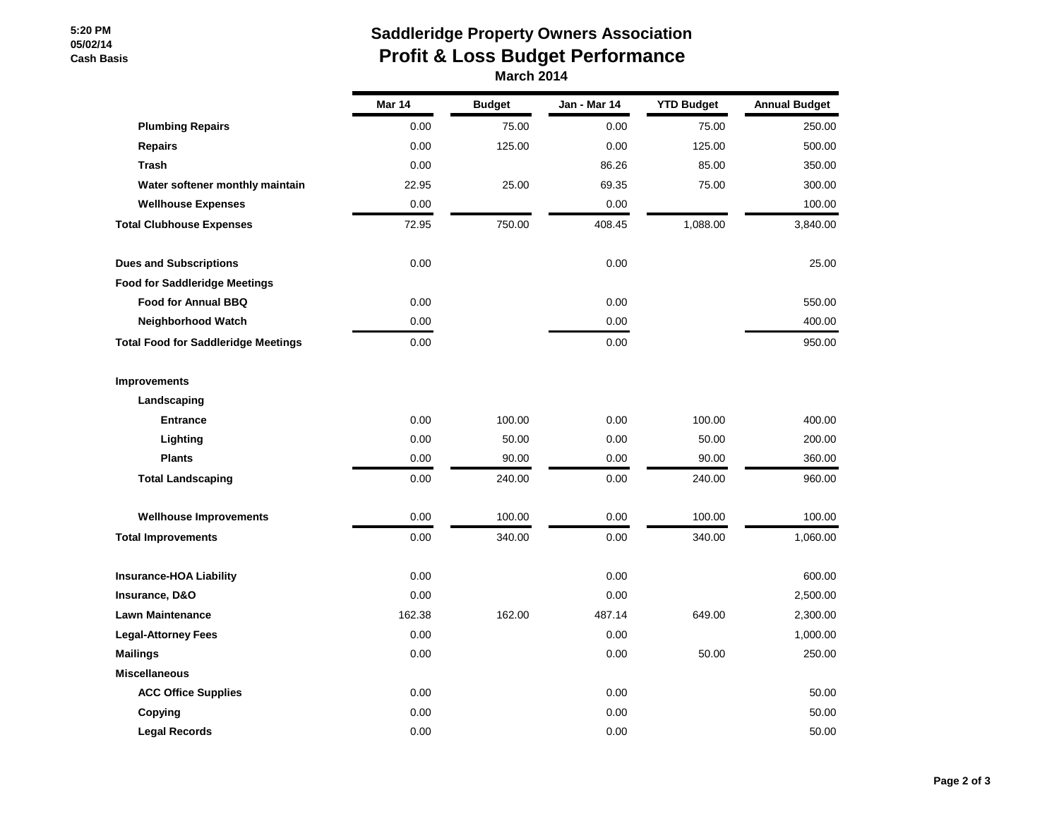5:20 PM
05/02/14
Cash Basis

# Saddleridge Property Owners Association
## Profit & Loss Budget Performance
### March 2014

| | Mar 14 | Budget | Jan - Mar 14 | YTD Budget | Annual Budget |
|---|---|---|---|---|---|
| **Plumbing Repairs** | 0.00 | 75.00 | 0.00 | 75.00 | 250.00 |
| **Repairs** | 0.00 | 125.00 | 0.00 | 125.00 | 500.00 |
| **Trash** | 0.00 | | 86.26 | 85.00 | 350.00 |
| **Water softener monthly maintain** | 22.95 | 25.00 | 69.35 | 75.00 | 300.00 |
| **Wellhouse Expenses** | 0.00 | | 0.00 | | 100.00 |
| **Total Clubhouse Expenses** | 72.95 | 750.00 | 408.45 | 1,088.00 | 3,840.00 |
| | | | | | |
| **Dues and Subscriptions** | 0.00 | | 0.00 | | 25.00 |
| **Food for Saddleridge Meetings** | | | | | |
| **Food for Annual BBQ** | 0.00 | | 0.00 | | 550.00 |
| **Neighborhood Watch** | 0.00 | | 0.00 | | 400.00 |
| **Total Food for Saddleridge Meetings** | 0.00 | | 0.00 | | 950.00 |
| | | | | | |
| **Improvements** | | | | | |
| **Landscaping** | | | | | |
| **Entrance** | 0.00 | 100.00 | 0.00 | 100.00 | 400.00 |
| **Lighting** | 0.00 | 50.00 | 0.00 | 50.00 | 200.00 |
| **Plants** | 0.00 | 90.00 | 0.00 | 90.00 | 360.00 |
| **Total Landscaping** | 0.00 | 240.00 | 0.00 | 240.00 | 960.00 |
| | | | | | |
| **Wellhouse Improvements** | 0.00 | 100.00 | 0.00 | 100.00 | 100.00 |
| **Total Improvements** | 0.00 | 340.00 | 0.00 | 340.00 | 1,060.00 |
| | | | | | |
| **Insurance-HOA Liability** | 0.00 | | 0.00 | | 600.00 |
| **Insurance, D&O** | 0.00 | | 0.00 | | 2,500.00 |
| **Lawn Maintenance** | 162.38 | 162.00 | 487.14 | 649.00 | 2,300.00 |
| **Legal-Attorney Fees** | 0.00 | | 0.00 | | 1,000.00 |
| **Mailings** | 0.00 | | 0.00 | 50.00 | 250.00 |
| **Miscellaneous** | | | | | |
| **ACC Office Supplies** | 0.00 | | 0.00 | | 50.00 |
| **Copying** | 0.00 | | 0.00 | | 50.00 |
| **Legal Records** | 0.00 | | 0.00 | | 50.00 |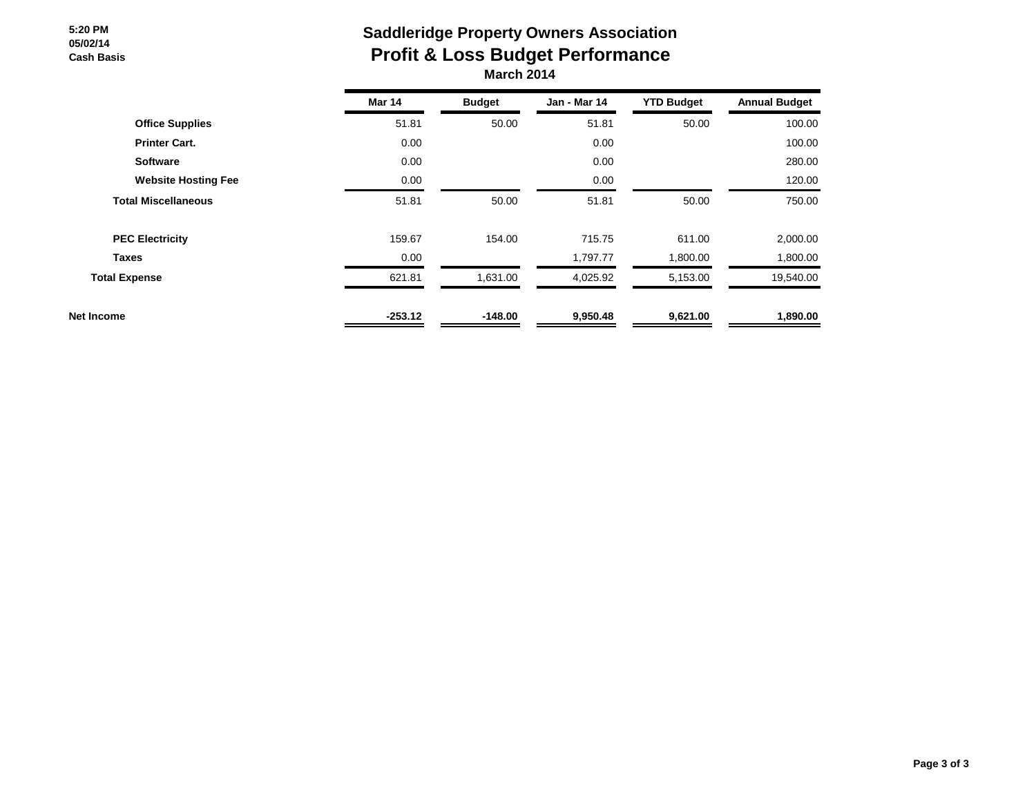5:20 PM
05/02/14
Cash Basis

# Saddleridge Property Owners Association
## Profit & Loss Budget Performance
### March 2014

| | Mar 14 | Budget | Jan - Mar 14 | YTD Budget | Annual Budget |
|---|---|---|---|---|---|
| **Office Supplies** | 51.81 | 50.00 | 51.81 | 50.00 | 100.00 |
| **Printer Cart.** | 0.00 | | 0.00 | | 100.00 |
| **Software** | 0.00 | | 0.00 | | 280.00 |
| **Website Hosting Fee** | 0.00 | | 0.00 | | 120.00 |
| **Total Miscellaneous** | 51.81 | 50.00 | 51.81 | 50.00 | 750.00 |
| | | | | | |
| **PEC Electricity** | 159.67 | 154.00 | 715.75 | 611.00 | 2,000.00 |
| **Taxes** | 0.00 | | 1,797.77 | 1,800.00 | 1,800.00 |
| **Total Expense** | 621.81 | 1,631.00 | 4,025.92 | 5,153.00 | 19,540.00 |
| | | | | | |
| **Net Income** | **-253.12** | **-148.00** | **9,950.48** | **9,621.00** | **1,890.00** |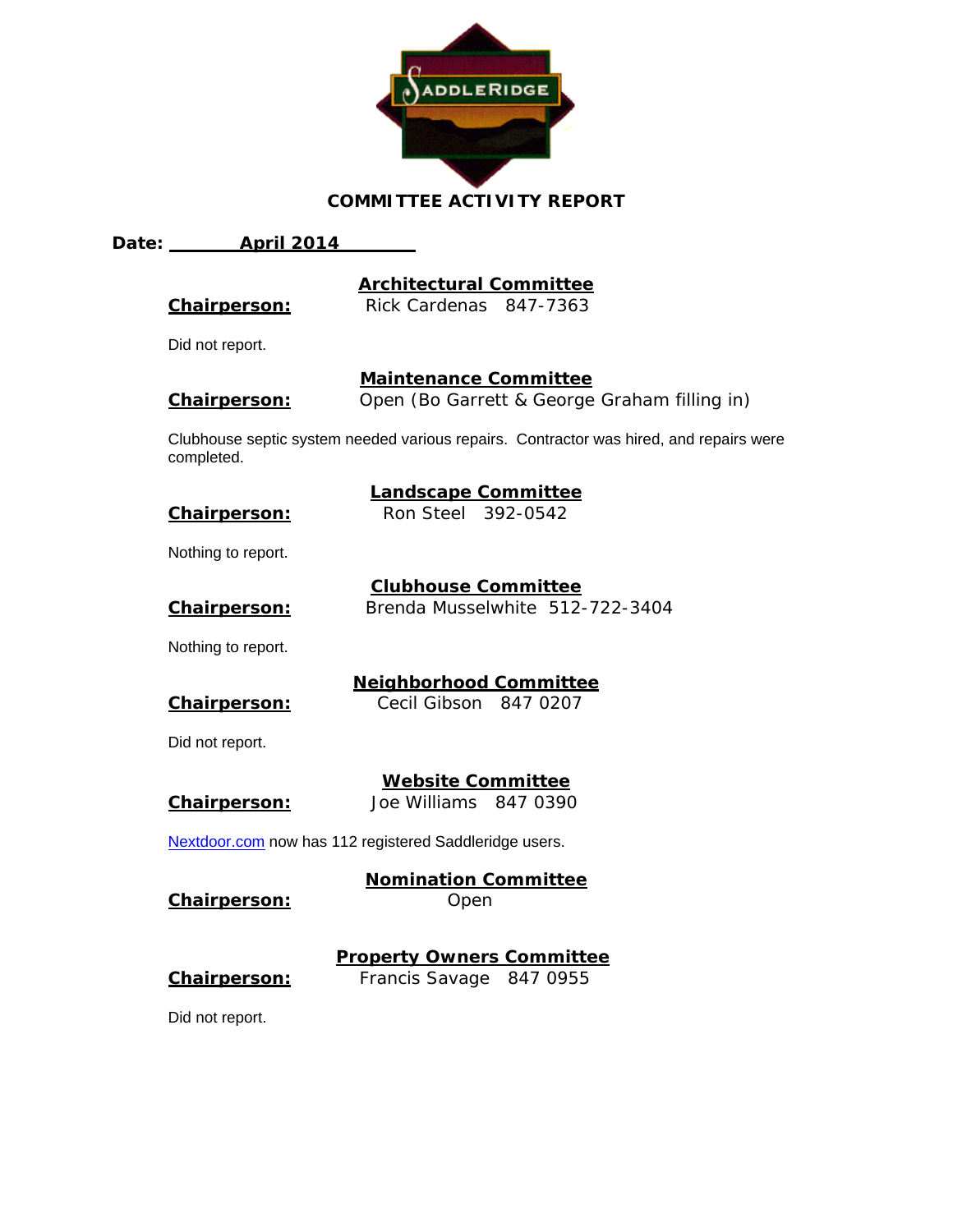SADDLERIDGE

# COMMITTEE ACTIVITY REPORT

**Date: April 2014**

## Architectural Committee

**Chairperson:** Rick Cardenas 847-7363

Did not report.

## Maintenance Committee

**Chairperson:** Open (Bo Garrett & George Graham filling in)

Clubhouse septic system needed various repairs. Contractor was hired, and repairs were completed.

## Landscape Committee

**Chairperson:** Ron Steel 392-0542

Nothing to report.

## Clubhouse Committee

**Chairperson:** Brenda Musselwhite 512-722-3404

Nothing to report.

## Neighborhood Committee

**Chairperson:** Cecil Gibson 847 0207

Did not report.

## Website Committee

**Chairperson:** Joe Williams 847 0390

Nextdoor.com now has 112 registered Saddleridge users.

## Nomination Committee

**Chairperson:** Open

## Property Owners Committee

**Chairperson:** Francis Savage 847 0955

Did not report.